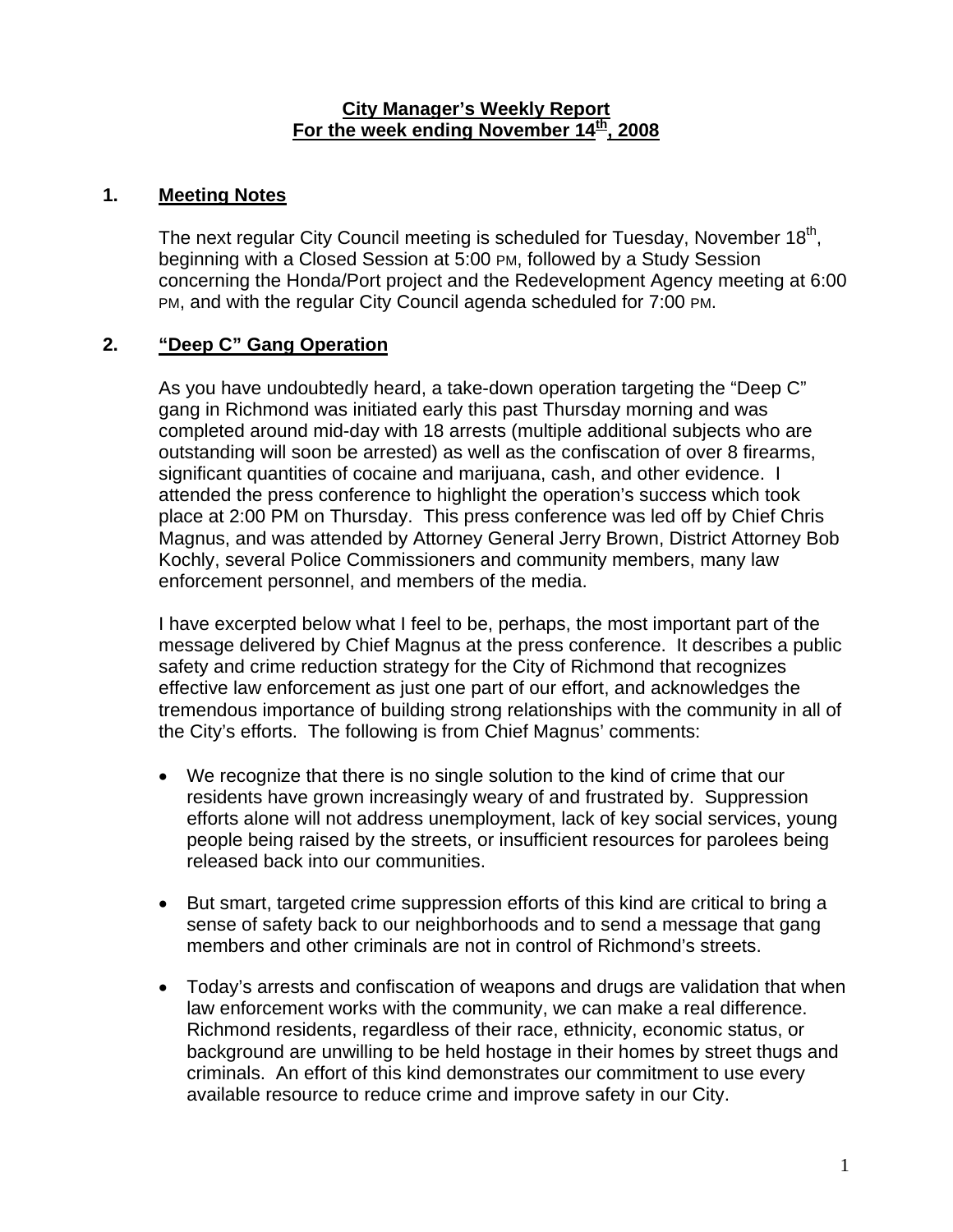**City Manager's Weekly Report**
**For the week ending November 14th, 2008**

## 1. Meeting Notes

The next regular City Council meeting is scheduled for Tuesday, November 18th, beginning with a Closed Session at 5:00 PM, followed by a Study Session concerning the Honda/Port project and the Redevelopment Agency meeting at 6:00 PM, and with the regular City Council agenda scheduled for 7:00 PM.

## 2. "Deep C" Gang Operation

As you have undoubtedly heard, a take-down operation targeting the "Deep C" gang in Richmond was initiated early this past Thursday morning and was completed around mid-day with 18 arrests (multiple additional subjects who are outstanding will soon be arrested) as well as the confiscation of over 8 firearms, significant quantities of cocaine and marijuana, cash, and other evidence. I attended the press conference to highlight the operation's success which took place at 2:00 PM on Thursday. This press conference was led off by Chief Chris Magnus, and was attended by Attorney General Jerry Brown, District Attorney Bob Kochly, several Police Commissioners and community members, many law enforcement personnel, and members of the media.

I have excerpted below what I feel to be, perhaps, the most important part of the message delivered by Chief Magnus at the press conference. It describes a public safety and crime reduction strategy for the City of Richmond that recognizes effective law enforcement as just one part of our effort, and acknowledges the tremendous importance of building strong relationships with the community in all of the City's efforts. The following is from Chief Magnus' comments:

- We recognize that there is no single solution to the kind of crime that our residents have grown increasingly weary of and frustrated by. Suppression efforts alone will not address unemployment, lack of key social services, young people being raised by the streets, or insufficient resources for parolees being released back into our communities.

- But smart, targeted crime suppression efforts of this kind are critical to bring a sense of safety back to our neighborhoods and to send a message that gang members and other criminals are not in control of Richmond's streets.

- Today's arrests and confiscation of weapons and drugs are validation that when law enforcement works with the community, we can make a real difference. Richmond residents, regardless of their race, ethnicity, economic status, or background are unwilling to be held hostage in their homes by street thugs and criminals. An effort of this kind demonstrates our commitment to use every available resource to reduce crime and improve safety in our City.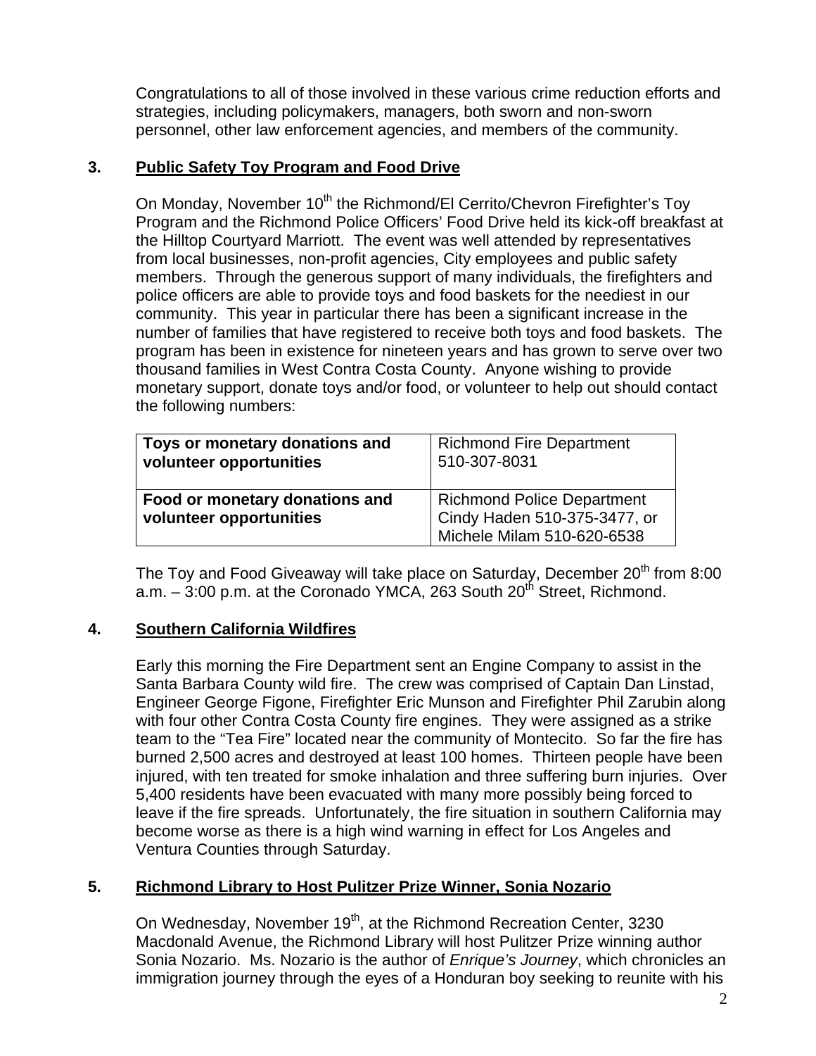Congratulations to all of those involved in these various crime reduction efforts and strategies, including policymakers, managers, both sworn and non-sworn personnel, other law enforcement agencies, and members of the community.

### 3. <u>Public Safety Toy Program and Food Drive</u>

On Monday, November 10th the Richmond/El Cerrito/Chevron Firefighter's Toy Program and the Richmond Police Officers' Food Drive held its kick-off breakfast at the Hilltop Courtyard Marriott. The event was well attended by representatives from local businesses, non-profit agencies, City employees and public safety members. Through the generous support of many individuals, the firefighters and police officers are able to provide toys and food baskets for the neediest in our community. This year in particular there has been a significant increase in the number of families that have registered to receive both toys and food baskets. The program has been in existence for nineteen years and has grown to serve over two thousand families in West Contra Costa County. Anyone wishing to provide monetary support, donate toys and/or food, or volunteer to help out should contact the following numbers:

| | |
|---|---|
| **Toys or monetary donations and volunteer opportunities** | Richmond Fire Department 510-307-8031 |
| **Food or monetary donations and volunteer opportunities** | Richmond Police Department Cindy Haden 510-375-3477, or Michele Milam 510-620-6538 |

The Toy and Food Giveaway will take place on Saturday, December 20th from 8:00 a.m. – 3:00 p.m. at the Coronado YMCA, 263 South 20th Street, Richmond.

### 4. <u>Southern California Wildfires</u>

Early this morning the Fire Department sent an Engine Company to assist in the Santa Barbara County wild fire. The crew was comprised of Captain Dan Linstad, Engineer George Figone, Firefighter Eric Munson and Firefighter Phil Zarubin along with four other Contra Costa County fire engines. They were assigned as a strike team to the "Tea Fire" located near the community of Montecito. So far the fire has burned 2,500 acres and destroyed at least 100 homes. Thirteen people have been injured, with ten treated for smoke inhalation and three suffering burn injuries. Over 5,400 residents have been evacuated with many more possibly being forced to leave if the fire spreads. Unfortunately, the fire situation in southern California may become worse as there is a high wind warning in effect for Los Angeles and Ventura Counties through Saturday.

### 5. <u>Richmond Library to Host Pulitzer Prize Winner, Sonia Nozario</u>

On Wednesday, November 19th, at the Richmond Recreation Center, 3230 Macdonald Avenue, the Richmond Library will host Pulitzer Prize winning author Sonia Nozario. Ms. Nozario is the author of *Enrique's Journey*, which chronicles an immigration journey through the eyes of a Honduran boy seeking to reunite with his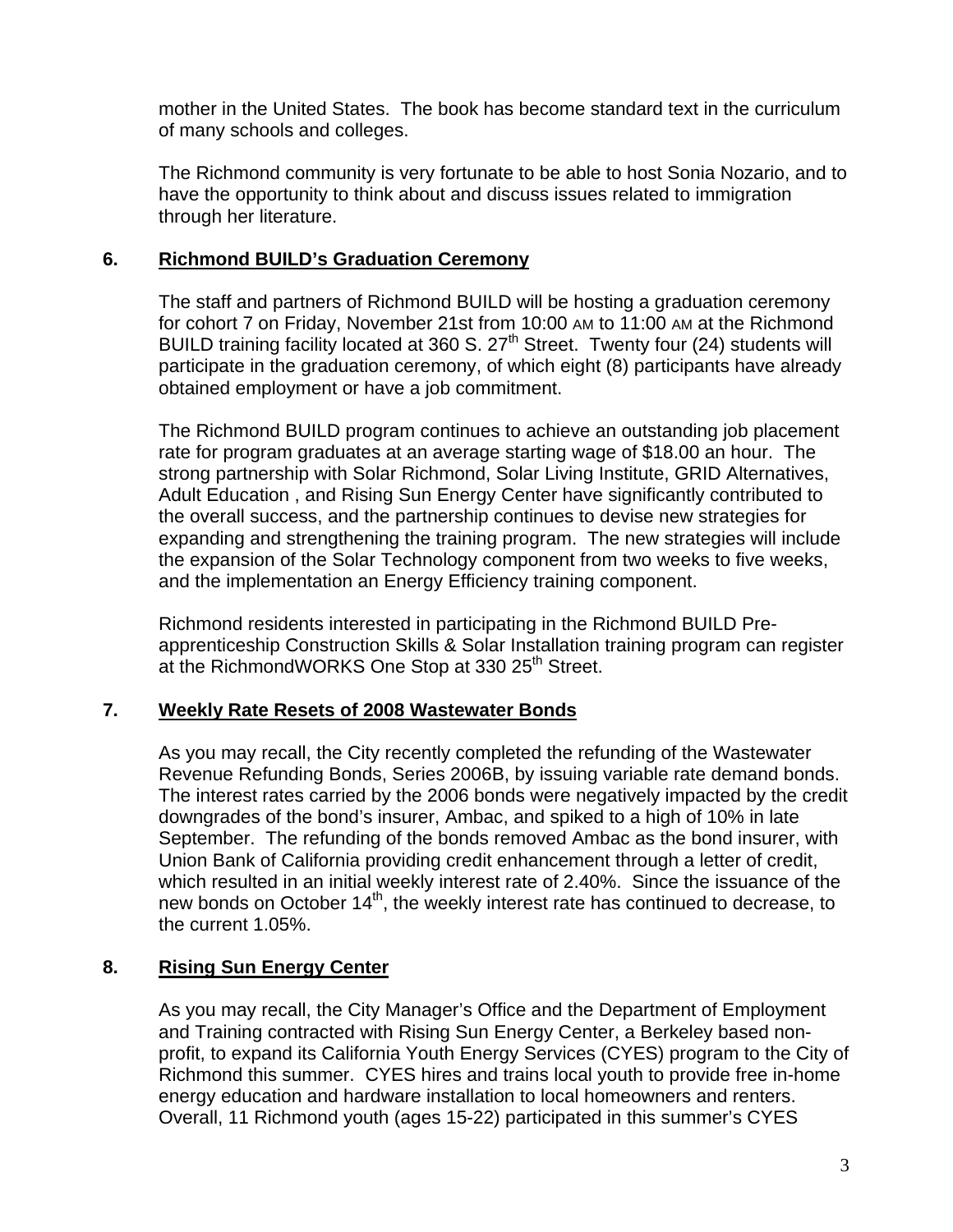mother in the United States. The book has become standard text in the curriculum of many schools and colleges.

The Richmond community is very fortunate to be able to host Sonia Nozario, and to have the opportunity to think about and discuss issues related to immigration through her literature.

## 6. Richmond BUILD's Graduation Ceremony

The staff and partners of Richmond BUILD will be hosting a graduation ceremony for cohort 7 on Friday, November 21st from 10:00 AM to 11:00 AM at the Richmond BUILD training facility located at 360 S. 27th Street. Twenty four (24) students will participate in the graduation ceremony, of which eight (8) participants have already obtained employment or have a job commitment.

The Richmond BUILD program continues to achieve an outstanding job placement rate for program graduates at an average starting wage of $18.00 an hour. The strong partnership with Solar Richmond, Solar Living Institute, GRID Alternatives, Adult Education , and Rising Sun Energy Center have significantly contributed to the overall success, and the partnership continues to devise new strategies for expanding and strengthening the training program. The new strategies will include the expansion of the Solar Technology component from two weeks to five weeks, and the implementation an Energy Efficiency training component.

Richmond residents interested in participating in the Richmond BUILD Pre-apprenticeship Construction Skills & Solar Installation training program can register at the RichmondWORKS One Stop at 330 25th Street.

## 7. Weekly Rate Resets of 2008 Wastewater Bonds

As you may recall, the City recently completed the refunding of the Wastewater Revenue Refunding Bonds, Series 2006B, by issuing variable rate demand bonds. The interest rates carried by the 2006 bonds were negatively impacted by the credit downgrades of the bond's insurer, Ambac, and spiked to a high of 10% in late September. The refunding of the bonds removed Ambac as the bond insurer, with Union Bank of California providing credit enhancement through a letter of credit, which resulted in an initial weekly interest rate of 2.40%. Since the issuance of the new bonds on October 14th, the weekly interest rate has continued to decrease, to the current 1.05%.

## 8. Rising Sun Energy Center

As you may recall, the City Manager's Office and the Department of Employment and Training contracted with Rising Sun Energy Center, a Berkeley based non-profit, to expand its California Youth Energy Services (CYES) program to the City of Richmond this summer. CYES hires and trains local youth to provide free in-home energy education and hardware installation to local homeowners and renters. Overall, 11 Richmond youth (ages 15-22) participated in this summer's CYES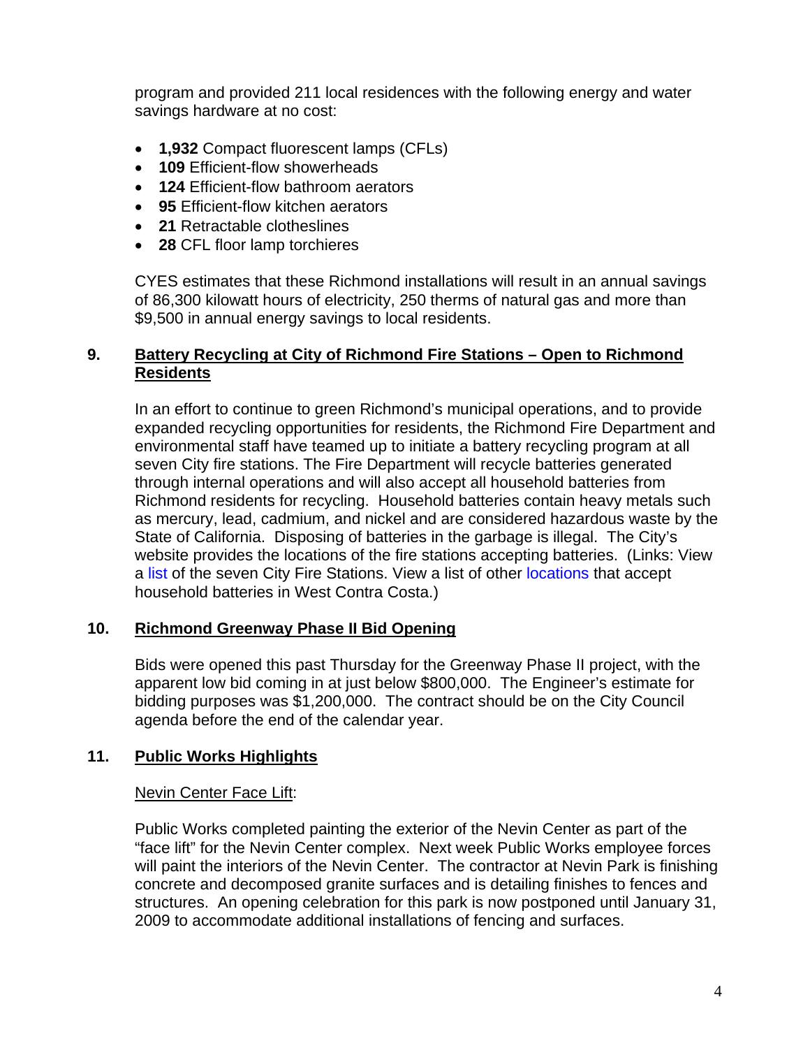program and provided 211 local residences with the following energy and water savings hardware at no cost:

- **1,932** Compact fluorescent lamps (CFLs)
- **109** Efficient-flow showerheads
- **124** Efficient-flow bathroom aerators
- **95** Efficient-flow kitchen aerators
- **21** Retractable clotheslines
- **28** CFL floor lamp torchieres

CYES estimates that these Richmond installations will result in an annual savings of 86,300 kilowatt hours of electricity, 250 therms of natural gas and more than $9,500 in annual energy savings to local residents.

## 9. Battery Recycling at City of Richmond Fire Stations – Open to Richmond Residents

In an effort to continue to green Richmond's municipal operations, and to provide expanded recycling opportunities for residents, the Richmond Fire Department and environmental staff have teamed up to initiate a battery recycling program at all seven City fire stations. The Fire Department will recycle batteries generated through internal operations and will also accept all household batteries from Richmond residents for recycling. Household batteries contain heavy metals such as mercury, lead, cadmium, and nickel and are considered hazardous waste by the State of California. Disposing of batteries in the garbage is illegal. The City's website provides the locations of the fire stations accepting batteries. (Links: View a list of the seven City Fire Stations. View a list of other locations that accept household batteries in West Contra Costa.)

## 10. Richmond Greenway Phase II Bid Opening

Bids were opened this past Thursday for the Greenway Phase II project, with the apparent low bid coming in at just below $800,000. The Engineer's estimate for bidding purposes was $1,200,000. The contract should be on the City Council agenda before the end of the calendar year.

## 11. Public Works Highlights

Nevin Center Face Lift:

Public Works completed painting the exterior of the Nevin Center as part of the "face lift" for the Nevin Center complex. Next week Public Works employee forces will paint the interiors of the Nevin Center. The contractor at Nevin Park is finishing concrete and decomposed granite surfaces and is detailing finishes to fences and structures. An opening celebration for this park is now postponed until January 31, 2009 to accommodate additional installations of fencing and surfaces.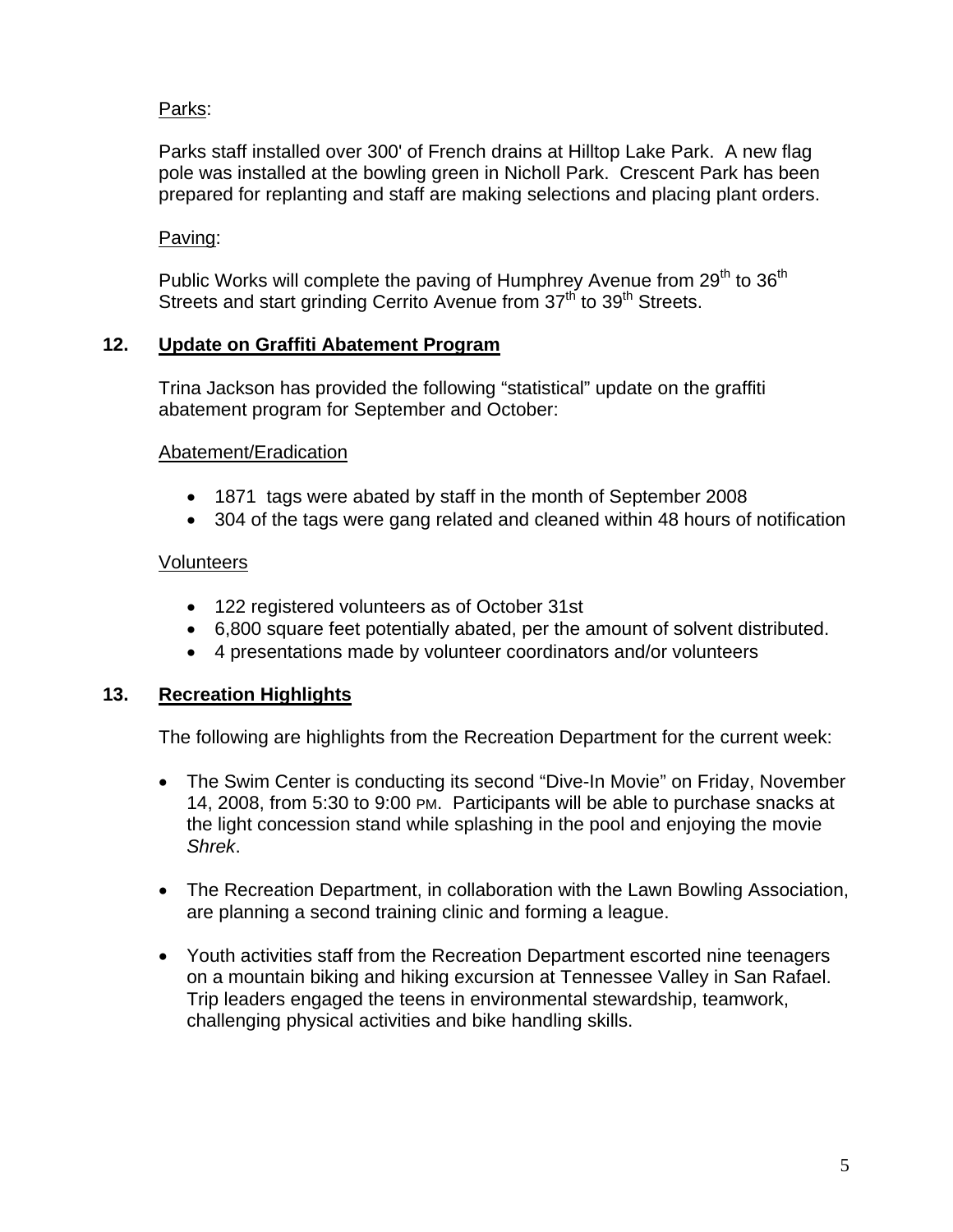Parks:

Parks staff installed over 300' of French drains at Hilltop Lake Park. A new flag pole was installed at the bowling green in Nicholl Park. Crescent Park has been prepared for replanting and staff are making selections and placing plant orders.

Paving:

Public Works will complete the paving of Humphrey Avenue from 29th to 36th Streets and start grinding Cerrito Avenue from 37th to 39th Streets.

## 12. Update on Graffiti Abatement Program

Trina Jackson has provided the following "statistical" update on the graffiti abatement program for September and October:

Abatement/Eradication

- 1871 tags were abated by staff in the month of September 2008
- 304 of the tags were gang related and cleaned within 48 hours of notification

Volunteers

- 122 registered volunteers as of October 31st
- 6,800 square feet potentially abated, per the amount of solvent distributed.
- 4 presentations made by volunteer coordinators and/or volunteers

## 13. Recreation Highlights

The following are highlights from the Recreation Department for the current week:

- The Swim Center is conducting its second "Dive-In Movie" on Friday, November 14, 2008, from 5:30 to 9:00 PM. Participants will be able to purchase snacks at the light concession stand while splashing in the pool and enjoying the movie *Shrek*.

- The Recreation Department, in collaboration with the Lawn Bowling Association, are planning a second training clinic and forming a league.

- Youth activities staff from the Recreation Department escorted nine teenagers on a mountain biking and hiking excursion at Tennessee Valley in San Rafael. Trip leaders engaged the teens in environmental stewardship, teamwork, challenging physical activities and bike handling skills.